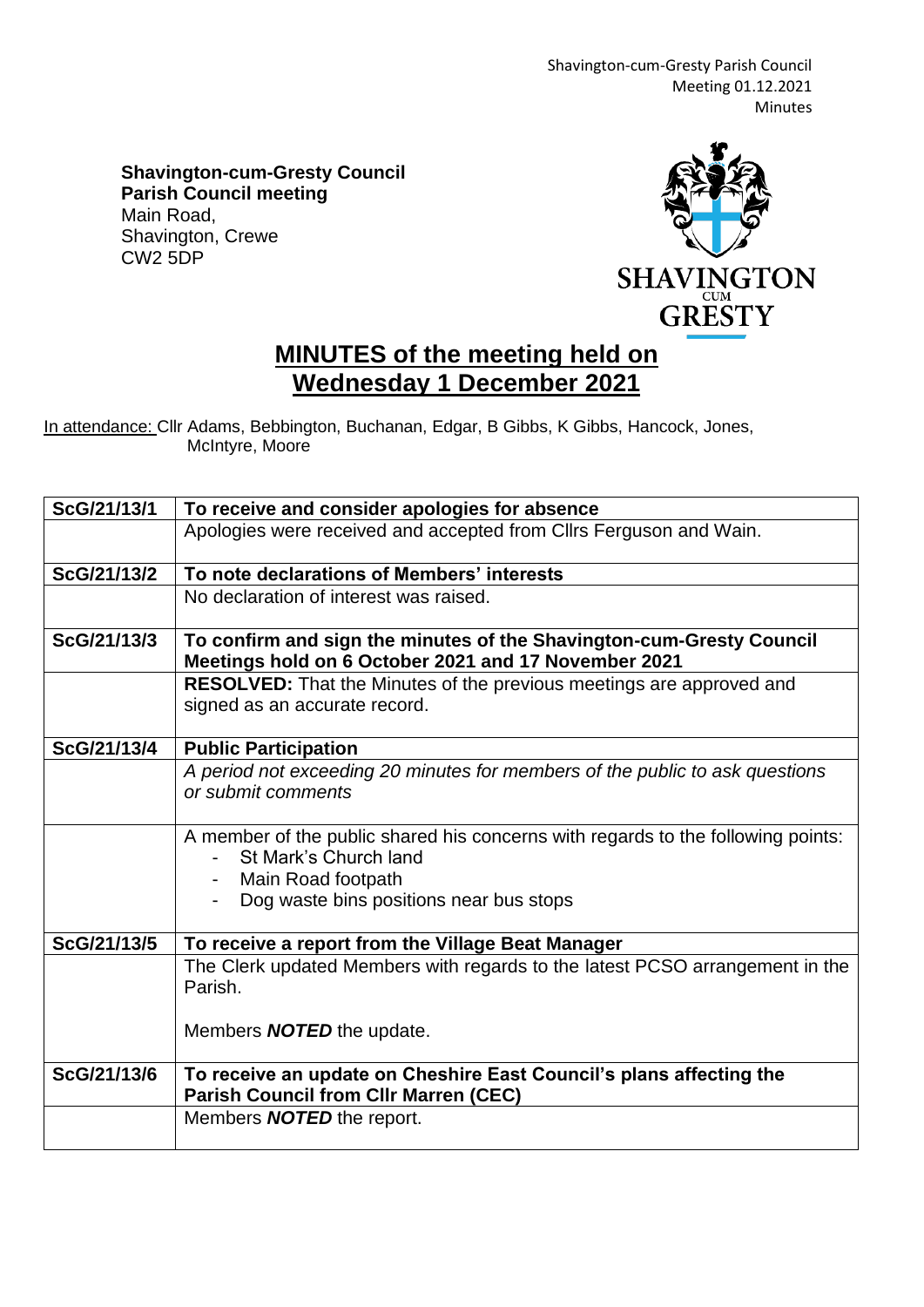**Shavington-cum-Gresty Council**
**Parish Council meeting**
Main Road,
Shavington, Crewe
CW2 5DP

# MINUTES of the meeting held on Wednesday 1 December 2021

In attendance: Cllr Adams, Bebbington, Buchanan, Edgar, B Gibbs, K Gibbs, Hancock, Jones, McIntyre, Moore

| | |
|---|---|
| **ScG/21/13/1** | **To receive and consider apologies for absence** |
| | Apologies were received and accepted from Cllrs Ferguson and Wain. |
| **ScG/21/13/2** | **To note declarations of Members' interests** |
| | No declaration of interest was raised. |
| **ScG/21/13/3** | **To confirm and sign the minutes of the Shavington-cum-Gresty Council Meetings hold on 6 October 2021 and 17 November 2021** |
| | **RESOLVED:** That the Minutes of the previous meetings are approved and signed as an accurate record. |
| **ScG/21/13/4** | **Public Participation** |
| | *A period not exceeding 20 minutes for members of the public to ask questions or submit comments* |
| | A member of the public shared his concerns with regards to the following points:<br>- St Mark's Church land<br>- Main Road footpath<br>- Dog waste bins positions near bus stops |
| **ScG/21/13/5** | **To receive a report from the Village Beat Manager** |
| | The Clerk updated Members with regards to the latest PCSO arrangement in the Parish.<br><br>Members ***NOTED*** the update. |
| **ScG/21/13/6** | **To receive an update on Cheshire East Council's plans affecting the Parish Council from Cllr Marren (CEC)** |
| | Members ***NOTED*** the report. |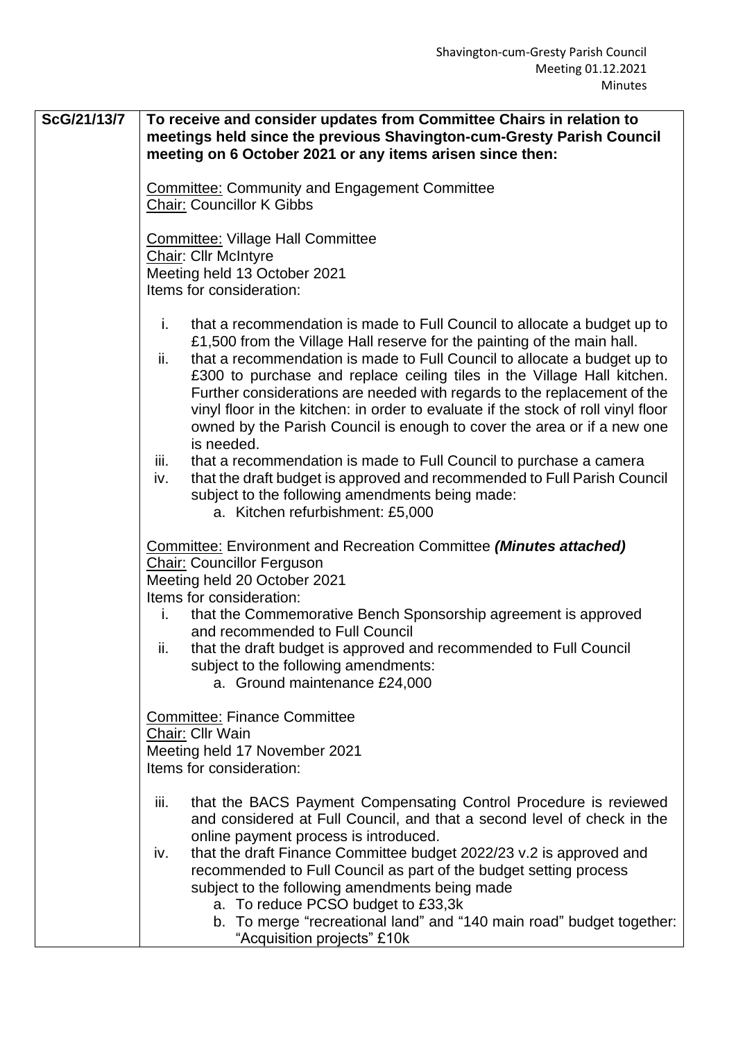| ScG/21/13/7 | **To receive and consider updates from Committee Chairs in relation to meetings held since the previous Shavington-cum-Gresty Parish Council meeting on 6 October 2021 or any items arisen since then:**<br><br><u>Committee:</u> Community and Engagement Committee<br><u>Chair:</u> Councillor K Gibbs<br><br><u>Committee:</u> Village Hall Committee<br><u>Chair:</u> Cllr McIntyre<br>Meeting held 13 October 2021<br>Items for consideration:<br><br>i. that a recommendation is made to Full Council to allocate a budget up to £1,500 from the Village Hall reserve for the painting of the main hall.<br>ii. that a recommendation is made to Full Council to allocate a budget up to £300 to purchase and replace ceiling tiles in the Village Hall kitchen. Further considerations are needed with regards to the replacement of the vinyl floor in the kitchen: in order to evaluate if the stock of roll vinyl floor owned by the Parish Council is enough to cover the area or if a new one is needed.<br>iii. that a recommendation is made to Full Council to purchase a camera<br>iv. that the draft budget is approved and recommended to Full Parish Council subject to the following amendments being made:<br>a. Kitchen refurbishment: £5,000<br><br><u>Committee:</u> Environment and Recreation Committee ***(Minutes attached)***<br><u>Chair:</u> Councillor Ferguson<br>Meeting held 20 October 2021<br>Items for consideration:<br>i. that the Commemorative Bench Sponsorship agreement is approved and recommended to Full Council<br>ii. that the draft budget is approved and recommended to Full Council subject to the following amendments:<br>a. Ground maintenance £24,000<br><br><u>Committee:</u> Finance Committee<br><u>Chair:</u> Cllr Wain<br>Meeting held 17 November 2021<br>Items for consideration:<br><br>iii. that the BACS Payment Compensating Control Procedure is reviewed and considered at Full Council, and that a second level of check in the online payment process is introduced.<br>iv. that the draft Finance Committee budget 2022/23 v.2 is approved and recommended to Full Council as part of the budget setting process subject to the following amendments being made<br>a. To reduce PCSO budget to £33,3k<br>b. To merge "recreational land" and "140 main road" budget together: "Acquisition projects" £10k |
|---|---|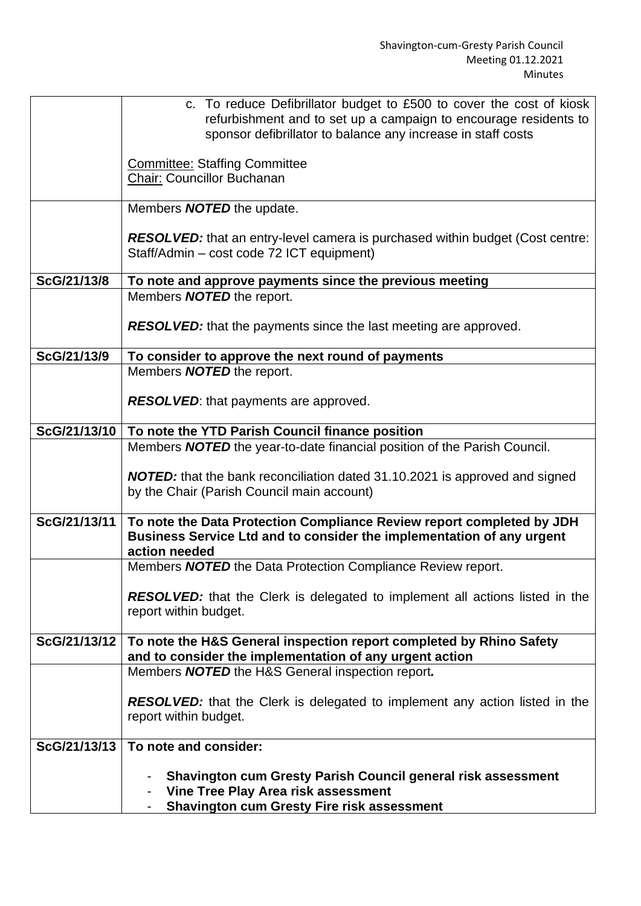| | |
|---|---|
| | c. To reduce Defibrillator budget to £500 to cover the cost of kiosk refurbishment and to set up a campaign to encourage residents to sponsor defibrillator to balance any increase in staff costs<br><br>Committee: Staffing Committee<br>Chair: Councillor Buchanan |
| | Members ***NOTED*** the update.<br><br>***RESOLVED:*** that an entry-level camera is purchased within budget (Cost centre: Staff/Admin – cost code 72 ICT equipment) |
| **ScG/21/13/8** | **To note and approve payments since the previous meeting** |
| | Members ***NOTED*** the report.<br><br>***RESOLVED:*** that the payments since the last meeting are approved. |
| **ScG/21/13/9** | **To consider to approve the next round of payments** |
| | Members ***NOTED*** the report.<br><br>***RESOLVED***: that payments are approved. |
| **ScG/21/13/10** | **To note the YTD Parish Council finance position** |
| | Members ***NOTED*** the year-to-date financial position of the Parish Council.<br><br>***NOTED:*** that the bank reconciliation dated 31.10.2021 is approved and signed by the Chair (Parish Council main account) |
| **ScG/21/13/11** | **To note the Data Protection Compliance Review report completed by JDH Business Service Ltd and to consider the implementation of any urgent action needed** |
| | Members ***NOTED*** the Data Protection Compliance Review report.<br><br>***RESOLVED:*** that the Clerk is delegated to implement all actions listed in the report within budget. |
| **ScG/21/13/12** | **To note the H&S General inspection report completed by Rhino Safety and to consider the implementation of any urgent action** |
| | Members ***NOTED*** the H&S General inspection report***.***<br><br>***RESOLVED:*** that the Clerk is delegated to implement any action listed in the report within budget. |
| **ScG/21/13/13** | **To note and consider:**<br><br>- **Shavington cum Gresty Parish Council general risk assessment**<br>- **Vine Tree Play Area risk assessment**<br>- **Shavington cum Gresty Fire risk assessment** |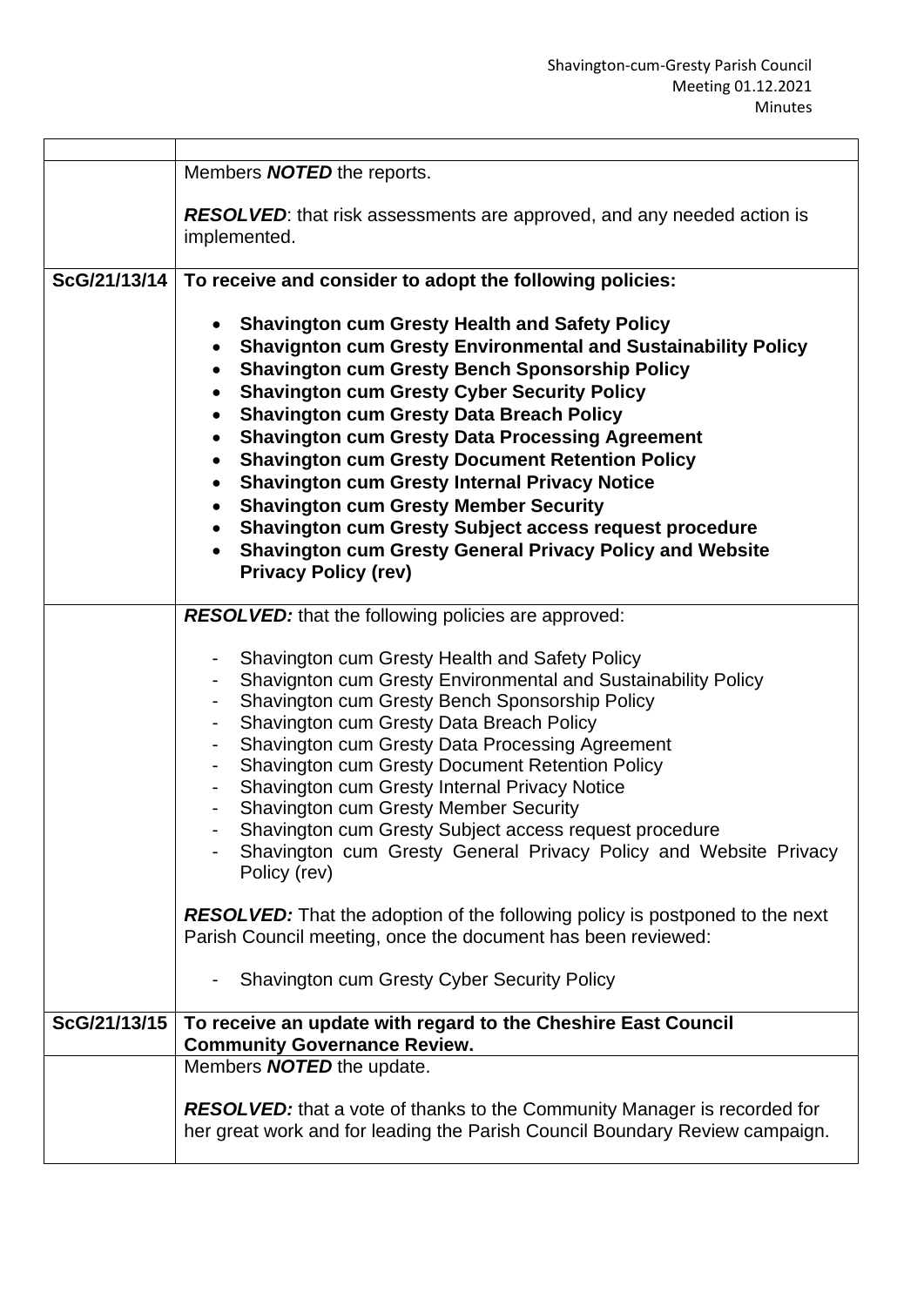| | |
|---|---|
| | Members ***NOTED*** the reports.<br><br>***RESOLVED***: that risk assessments are approved, and any needed action is implemented. |
| **ScG/21/13/14** | **To receive and consider to adopt the following policies:**<br><br>• **Shavington cum Gresty Health and Safety Policy**<br>• **Shavignton cum Gresty Environmental and Sustainability Policy**<br>• **Shavington cum Gresty Bench Sponsorship Policy**<br>• **Shavington cum Gresty Cyber Security Policy**<br>• **Shavington cum Gresty Data Breach Policy**<br>• **Shavington cum Gresty Data Processing Agreement**<br>• **Shavington cum Gresty Document Retention Policy**<br>• **Shavington cum Gresty Internal Privacy Notice**<br>• **Shavington cum Gresty Member Security**<br>• **Shavington cum Gresty Subject access request procedure**<br>• **Shavington cum Gresty General Privacy Policy and Website Privacy Policy (rev)** |
| | ***RESOLVED:*** that the following policies are approved:<br><br>- Shavington cum Gresty Health and Safety Policy<br>- Shavignton cum Gresty Environmental and Sustainability Policy<br>- Shavington cum Gresty Bench Sponsorship Policy<br>- Shavington cum Gresty Data Breach Policy<br>- Shavington cum Gresty Data Processing Agreement<br>- Shavington cum Gresty Document Retention Policy<br>- Shavington cum Gresty Internal Privacy Notice<br>- Shavington cum Gresty Member Security<br>- Shavington cum Gresty Subject access request procedure<br>- Shavington cum Gresty General Privacy Policy and Website Privacy Policy (rev)<br><br>***RESOLVED:*** That the adoption of the following policy is postponed to the next Parish Council meeting, once the document has been reviewed:<br><br>- Shavington cum Gresty Cyber Security Policy |
| **ScG/21/13/15** | **To receive an update with regard to the Cheshire East Council Community Governance Review.** |
| | Members ***NOTED*** the update.<br><br>***RESOLVED:*** that a vote of thanks to the Community Manager is recorded for her great work and for leading the Parish Council Boundary Review campaign. |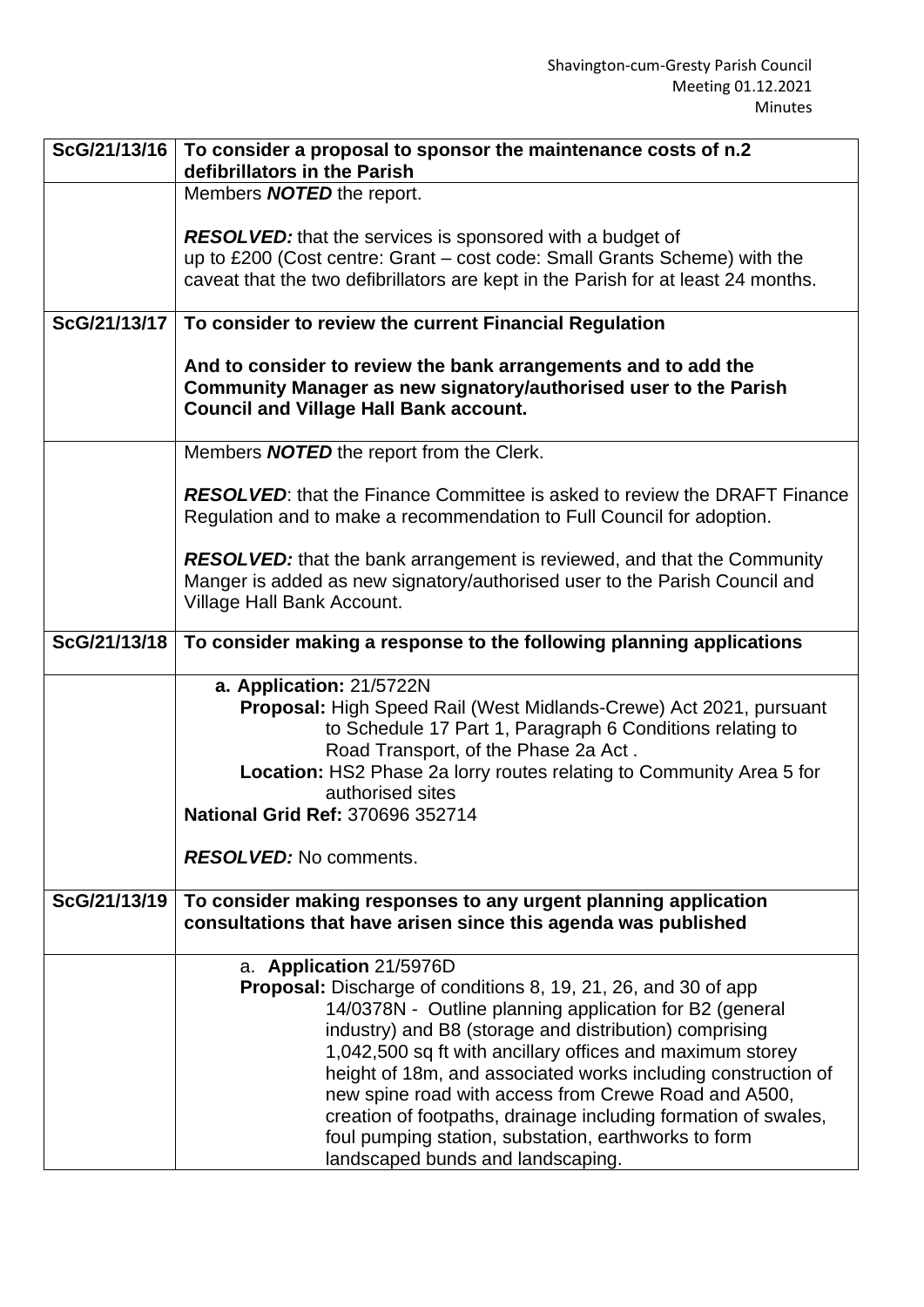| | |
|---|---|
| **ScG/21/13/16** | **To consider a proposal to sponsor the maintenance costs of n.2 defibrillators in the Parish** |
| | Members ***NOTED*** the report.<br><br>***RESOLVED:*** that the services is sponsored with a budget of up to £200 (Cost centre: Grant – cost code: Small Grants Scheme) with the caveat that the two defibrillators are kept in the Parish for at least 24 months. |
| **ScG/21/13/17** | **To consider to review the current Financial Regulation**<br><br>**And to consider to review the bank arrangements and to add the Community Manager as new signatory/authorised user to the Parish Council and Village Hall Bank account.** |
| | Members ***NOTED*** the report from the Clerk.<br><br>***RESOLVED***: that the Finance Committee is asked to review the DRAFT Finance Regulation and to make a recommendation to Full Council for adoption.<br><br>***RESOLVED:*** that the bank arrangement is reviewed, and that the Community Manger is added as new signatory/authorised user to the Parish Council and Village Hall Bank Account. |
| **ScG/21/13/18** | **To consider making a response to the following planning applications** |
| | **a. Application:** 21/5722N<br>**Proposal:** High Speed Rail (West Midlands-Crewe) Act 2021, pursuant to Schedule 17 Part 1, Paragraph 6 Conditions relating to Road Transport, of the Phase 2a Act .<br>**Location:** HS2 Phase 2a lorry routes relating to Community Area 5 for authorised sites<br>**National Grid Ref:** 370696 352714<br><br>***RESOLVED:*** No comments. |
| **ScG/21/13/19** | **To consider making responses to any urgent planning application consultations that have arisen since this agenda was published** |
| | a. **Application** 21/5976D<br>**Proposal:** Discharge of conditions 8, 19, 21, 26, and 30 of app 14/0378N - Outline planning application for B2 (general industry) and B8 (storage and distribution) comprising 1,042,500 sq ft with ancillary offices and maximum storey height of 18m, and associated works including construction of new spine road with access from Crewe Road and A500, creation of footpaths, drainage including formation of swales, foul pumping station, substation, earthworks to form landscaped bunds and landscaping. |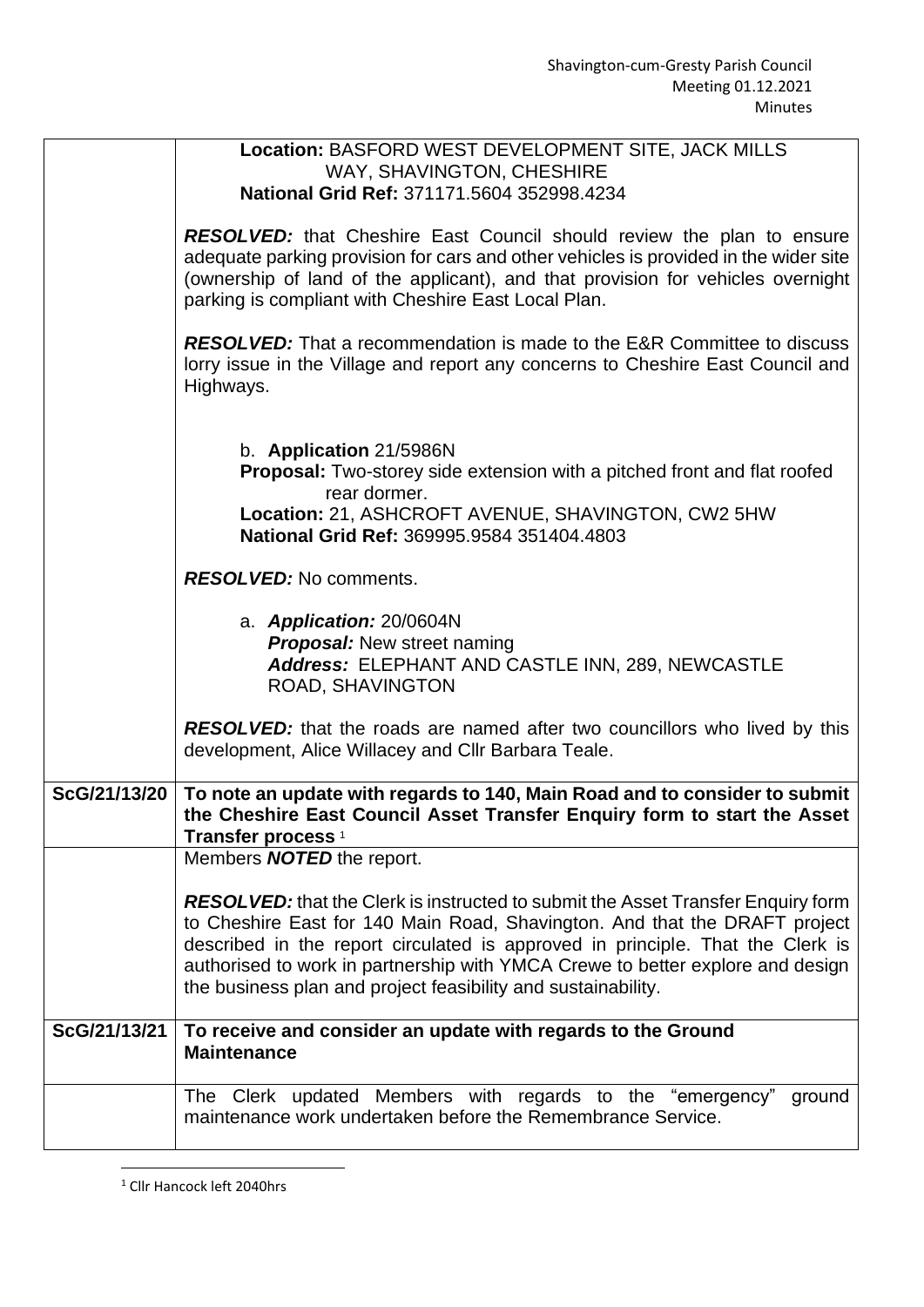| | |
|---|---|
| | **Location:** BASFORD WEST DEVELOPMENT SITE, JACK MILLS WAY, SHAVINGTON, CHESHIRE<br>**National Grid Ref:** 371171.5604 352998.4234<br><br>***RESOLVED:*** that Cheshire East Council should review the plan to ensure adequate parking provision for cars and other vehicles is provided in the wider site (ownership of land of the applicant), and that provision for vehicles overnight parking is compliant with Cheshire East Local Plan.<br><br>***RESOLVED:*** That a recommendation is made to the E&R Committee to discuss lorry issue in the Village and report any concerns to Cheshire East Council and Highways.<br><br>b. **Application** 21/5986N<br>**Proposal:** Two-storey side extension with a pitched front and flat roofed rear dormer.<br>**Location:** 21, ASHCROFT AVENUE, SHAVINGTON, CW2 5HW<br>**National Grid Ref:** 369995.9584 351404.4803<br><br>***RESOLVED:*** No comments.<br><br>a. ***Application:*** 20/0604N<br>***Proposal:*** New street naming<br>***Address:*** ELEPHANT AND CASTLE INN, 289, NEWCASTLE ROAD, SHAVINGTON<br><br>***RESOLVED:*** that the roads are named after two councillors who lived by this development, Alice Willacey and Cllr Barbara Teale. |
| **ScG/21/13/20** | **To note an update with regards to 140, Main Road and to consider to submit the Cheshire East Council Asset Transfer Enquiry form to start the Asset Transfer process** [1] |
| | Members ***NOTED*** the report.<br><br>***RESOLVED:*** that the Clerk is instructed to submit the Asset Transfer Enquiry form to Cheshire East for 140 Main Road, Shavington. And that the DRAFT project described in the report circulated is approved in principle. That the Clerk is authorised to work in partnership with YMCA Crewe to better explore and design the business plan and project feasibility and sustainability. |
| **ScG/21/13/21** | **To receive and consider an update with regards to the Ground Maintenance** |
| | The Clerk updated Members with regards to the "emergency" ground maintenance work undertaken before the Remembrance Service. |

[1] Cllr Hancock left 2040hrs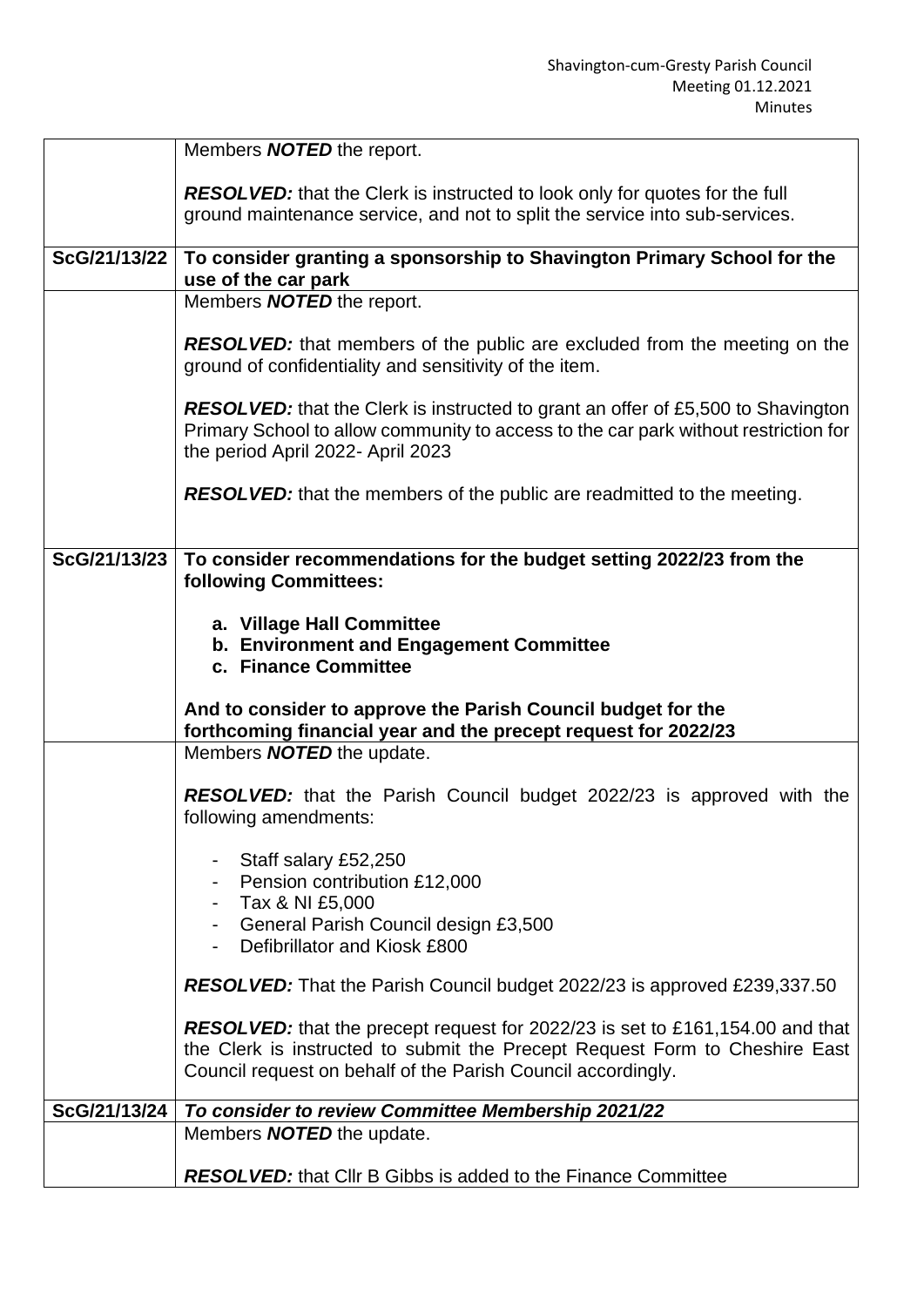| | |
|---|---|
| | Members ***NOTED*** the report.<br><br>***RESOLVED:*** that the Clerk is instructed to look only for quotes for the full ground maintenance service, and not to split the service into sub-services. |
| **ScG/21/13/22** | **To consider granting a sponsorship to Shavington Primary School for the use of the car park** |
| | Members ***NOTED*** the report.<br><br>***RESOLVED:*** that members of the public are excluded from the meeting on the ground of confidentiality and sensitivity of the item.<br><br>***RESOLVED:*** that the Clerk is instructed to grant an offer of £5,500 to Shavington Primary School to allow community to access to the car park without restriction for the period April 2022- April 2023<br><br>***RESOLVED:*** that the members of the public are readmitted to the meeting. |
| **ScG/21/13/23** | **To consider recommendations for the budget setting 2022/23 from the following Committees:**<br><br>**a. Village Hall Committee**<br>**b. Environment and Engagement Committee**<br>**c. Finance Committee**<br><br>**And to consider to approve the Parish Council budget for the forthcoming financial year and the precept request for 2022/23** |
| | Members ***NOTED*** the update.<br><br>***RESOLVED:*** that the Parish Council budget 2022/23 is approved with the following amendments:<br><br>- Staff salary £52,250<br>- Pension contribution £12,000<br>- Tax & NI £5,000<br>- General Parish Council design £3,500<br>- Defibrillator and Kiosk £800<br><br>***RESOLVED:*** That the Parish Council budget 2022/23 is approved £239,337.50<br><br>***RESOLVED:*** that the precept request for 2022/23 is set to £161,154.00 and that the Clerk is instructed to submit the Precept Request Form to Cheshire East Council request on behalf of the Parish Council accordingly. |
| **ScG/21/13/24** | ***To consider to review Committee Membership 2021/22*** |
| | Members ***NOTED*** the update.<br><br>***RESOLVED:*** that Cllr B Gibbs is added to the Finance Committee |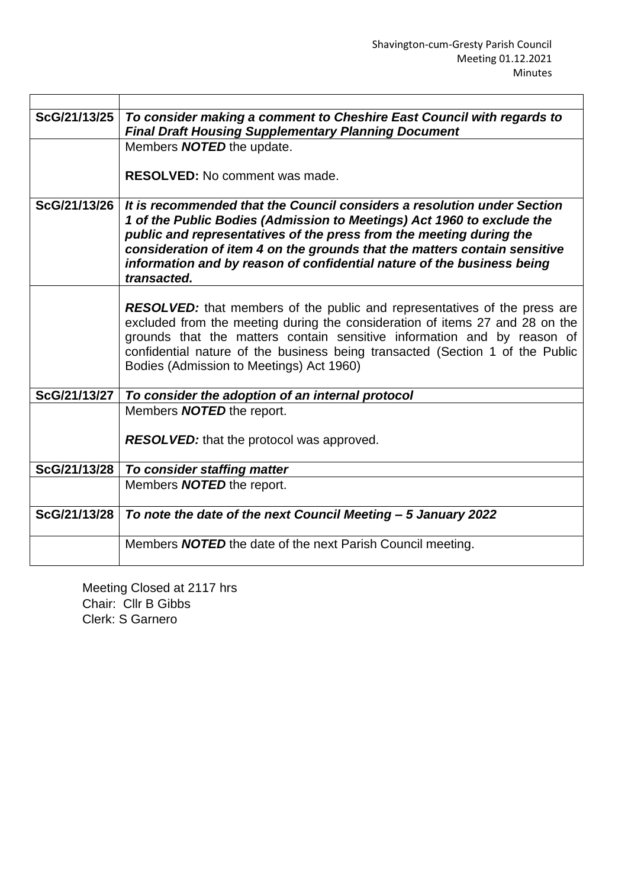| | |
|---|---|
| **ScG/21/13/25** | ***To consider making a comment to Cheshire East Council with regards to Final Draft Housing Supplementary Planning Document*** |
| | Members ***NOTED*** the update.<br><br>**RESOLVED:** No comment was made. |
| **ScG/21/13/26** | ***It is recommended that the Council considers a resolution under Section 1 of the Public Bodies (Admission to Meetings) Act 1960 to exclude the public and representatives of the press from the meeting during the consideration of item 4 on the grounds that the matters contain sensitive information and by reason of confidential nature of the business being transacted.*** |
| | ***RESOLVED:*** that members of the public and representatives of the press are excluded from the meeting during the consideration of items 27 and 28 on the grounds that the matters contain sensitive information and by reason of confidential nature of the business being transacted (Section 1 of the Public Bodies (Admission to Meetings) Act 1960) |
| **ScG/21/13/27** | ***To consider the adoption of an internal protocol*** |
| | Members ***NOTED*** the report.<br><br>***RESOLVED:*** that the protocol was approved. |
| **ScG/21/13/28** | ***To consider staffing matter*** |
| | Members ***NOTED*** the report. |
| **ScG/21/13/28** | ***To note the date of the next Council Meeting – 5 January 2022*** |
| | Members ***NOTED*** the date of the next Parish Council meeting. |

Meeting Closed at 2117 hrs
Chair: Cllr B Gibbs
Clerk: S Garnero